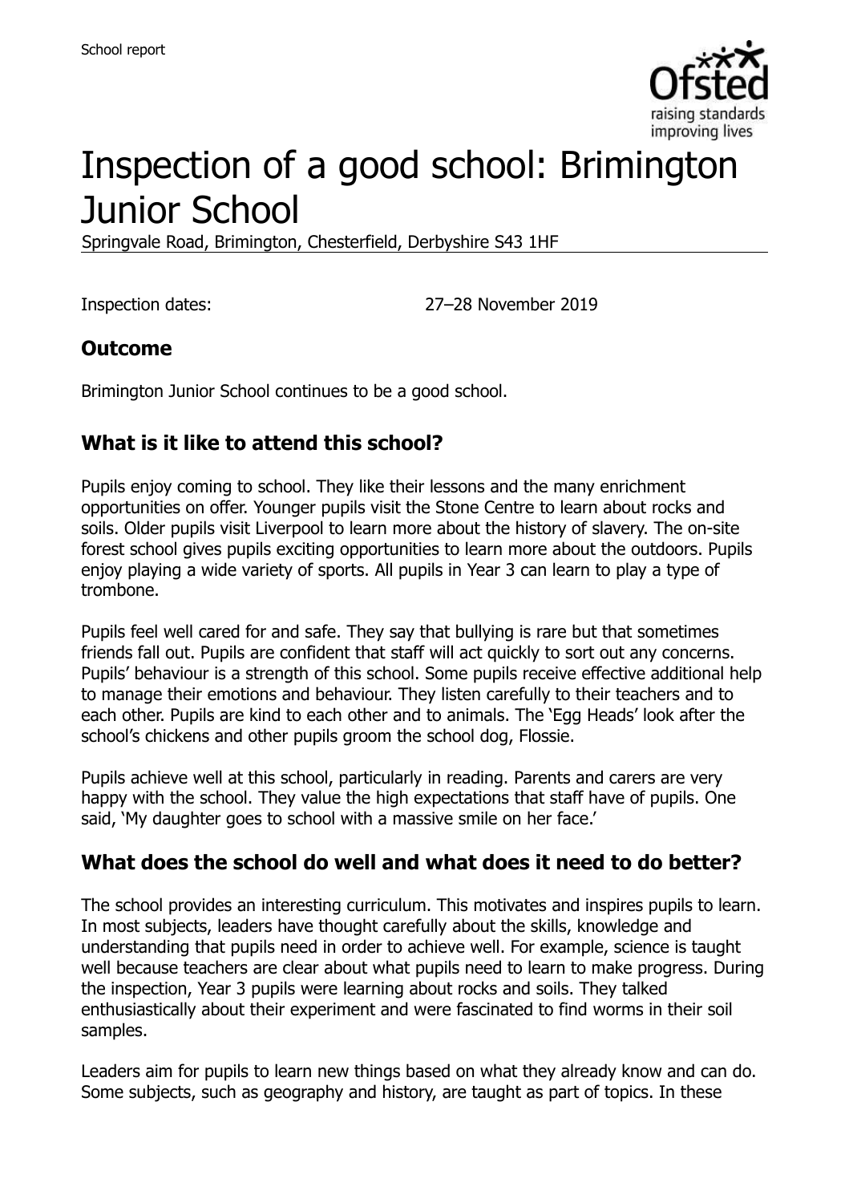# Inspection of a good school: Brimington Junior School

Springvale Road, Brimington, Chesterfield, Derbyshire S43 1HF

Inspection dates: 27–28 November 2019

## Outcome

Brimington Junior School continues to be a good school.

## What is it like to attend this school?

Pupils enjoy coming to school. They like their lessons and the many enrichment opportunities on offer. Younger pupils visit the Stone Centre to learn about rocks and soils. Older pupils visit Liverpool to learn more about the history of slavery. The on-site forest school gives pupils exciting opportunities to learn more about the outdoors. Pupils enjoy playing a wide variety of sports. All pupils in Year 3 can learn to play a type of trombone.

Pupils feel well cared for and safe. They say that bullying is rare but that sometimes friends fall out. Pupils are confident that staff will act quickly to sort out any concerns. Pupils' behaviour is a strength of this school. Some pupils receive effective additional help to manage their emotions and behaviour. They listen carefully to their teachers and to each other. Pupils are kind to each other and to animals. The 'Egg Heads' look after the school's chickens and other pupils groom the school dog, Flossie.

Pupils achieve well at this school, particularly in reading. Parents and carers are very happy with the school. They value the high expectations that staff have of pupils. One said, 'My daughter goes to school with a massive smile on her face.'

## What does the school do well and what does it need to do better?

The school provides an interesting curriculum. This motivates and inspires pupils to learn. In most subjects, leaders have thought carefully about the skills, knowledge and understanding that pupils need in order to achieve well. For example, science is taught well because teachers are clear about what pupils need to learn to make progress. During the inspection, Year 3 pupils were learning about rocks and soils. They talked enthusiastically about their experiment and were fascinated to find worms in their soil samples.

Leaders aim for pupils to learn new things based on what they already know and can do. Some subjects, such as geography and history, are taught as part of topics. In these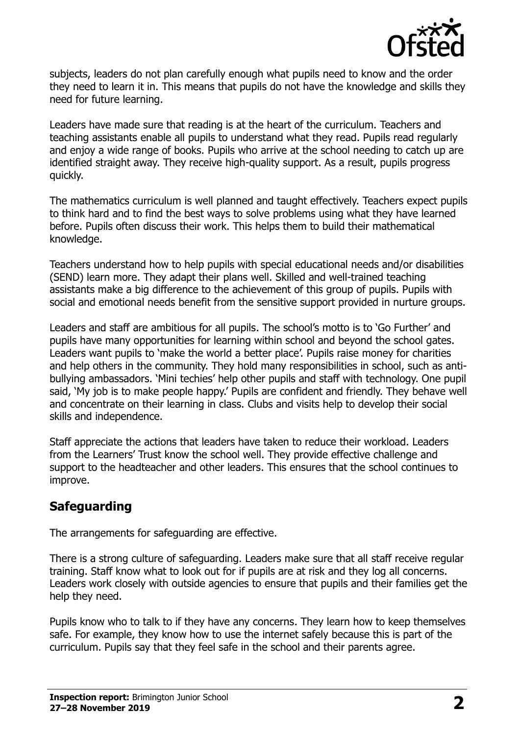subjects, leaders do not plan carefully enough what pupils need to know and the order they need to learn it in. This means that pupils do not have the knowledge and skills they need for future learning.

Leaders have made sure that reading is at the heart of the curriculum. Teachers and teaching assistants enable all pupils to understand what they read. Pupils read regularly and enjoy a wide range of books. Pupils who arrive at the school needing to catch up are identified straight away. They receive high-quality support. As a result, pupils progress quickly.

The mathematics curriculum is well planned and taught effectively. Teachers expect pupils to think hard and to find the best ways to solve problems using what they have learned before. Pupils often discuss their work. This helps them to build their mathematical knowledge.

Teachers understand how to help pupils with special educational needs and/or disabilities (SEND) learn more. They adapt their plans well. Skilled and well-trained teaching assistants make a big difference to the achievement of this group of pupils. Pupils with social and emotional needs benefit from the sensitive support provided in nurture groups.

Leaders and staff are ambitious for all pupils. The school's motto is to 'Go Further' and pupils have many opportunities for learning within school and beyond the school gates. Leaders want pupils to 'make the world a better place'. Pupils raise money for charities and help others in the community. They hold many responsibilities in school, such as anti-bullying ambassadors. 'Mini techies' help other pupils and staff with technology. One pupil said, 'My job is to make people happy.' Pupils are confident and friendly. They behave well and concentrate on their learning in class. Clubs and visits help to develop their social skills and independence.

Staff appreciate the actions that leaders have taken to reduce their workload. Leaders from the Learners' Trust know the school well. They provide effective challenge and support to the headteacher and other leaders. This ensures that the school continues to improve.

## Safeguarding

The arrangements for safeguarding are effective.

There is a strong culture of safeguarding. Leaders make sure that all staff receive regular training. Staff know what to look out for if pupils are at risk and they log all concerns. Leaders work closely with outside agencies to ensure that pupils and their families get the help they need.

Pupils know who to talk to if they have any concerns. They learn how to keep themselves safe. For example, they know how to use the internet safely because this is part of the curriculum. Pupils say that they feel safe in the school and their parents agree.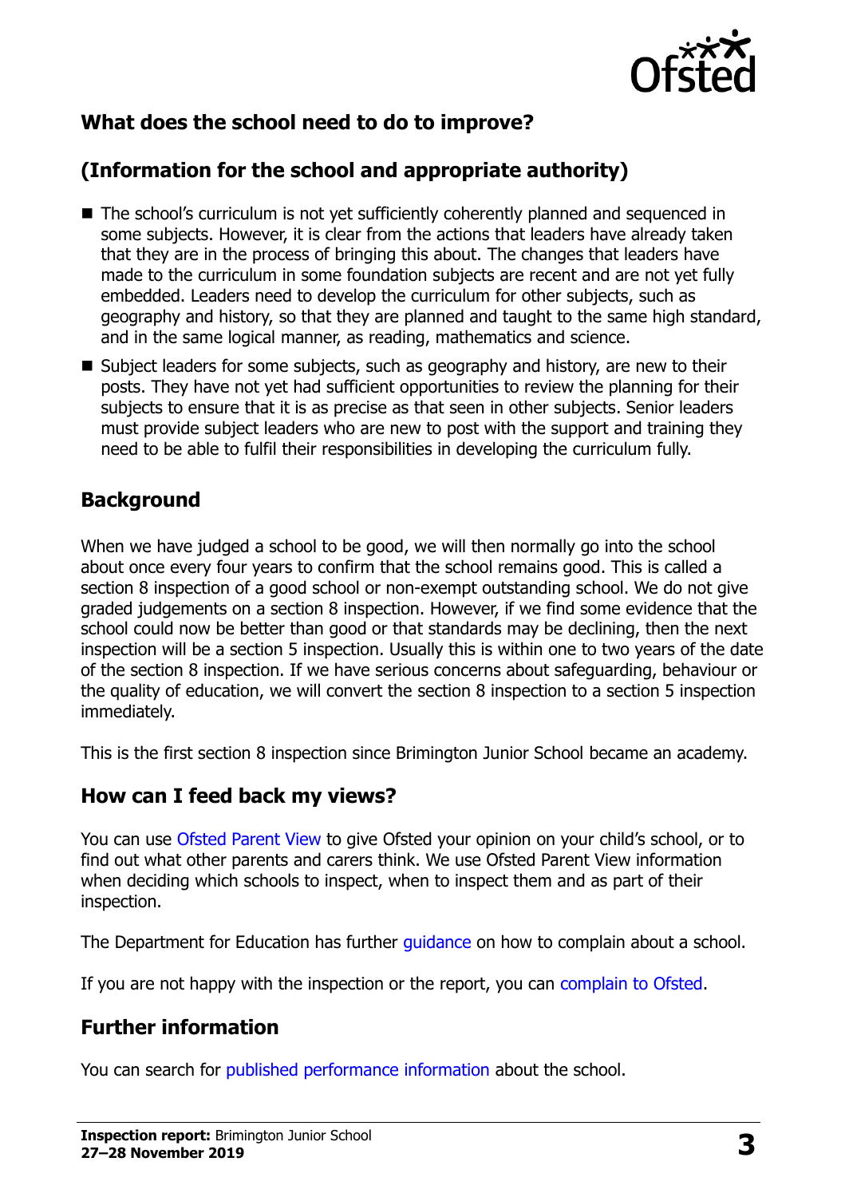## What does the school need to do to improve?

## (Information for the school and appropriate authority)

- The school's curriculum is not yet sufficiently coherently planned and sequenced in some subjects. However, it is clear from the actions that leaders have already taken that they are in the process of bringing this about. The changes that leaders have made to the curriculum in some foundation subjects are recent and are not yet fully embedded. Leaders need to develop the curriculum for other subjects, such as geography and history, so that they are planned and taught to the same high standard, and in the same logical manner, as reading, mathematics and science.
- Subject leaders for some subjects, such as geography and history, are new to their posts. They have not yet had sufficient opportunities to review the planning for their subjects to ensure that it is as precise as that seen in other subjects. Senior leaders must provide subject leaders who are new to post with the support and training they need to be able to fulfil their responsibilities in developing the curriculum fully.

## Background

When we have judged a school to be good, we will then normally go into the school about once every four years to confirm that the school remains good. This is called a section 8 inspection of a good school or non-exempt outstanding school. We do not give graded judgements on a section 8 inspection. However, if we find some evidence that the school could now be better than good or that standards may be declining, then the next inspection will be a section 5 inspection. Usually this is within one to two years of the date of the section 8 inspection. If we have serious concerns about safeguarding, behaviour or the quality of education, we will convert the section 8 inspection to a section 5 inspection immediately.

This is the first section 8 inspection since Brimington Junior School became an academy.

## How can I feed back my views?

You can use Ofsted Parent View to give Ofsted your opinion on your child's school, or to find out what other parents and carers think. We use Ofsted Parent View information when deciding which schools to inspect, when to inspect them and as part of their inspection.

The Department for Education has further guidance on how to complain about a school.

If you are not happy with the inspection or the report, you can complain to Ofsted.

## Further information

You can search for published performance information about the school.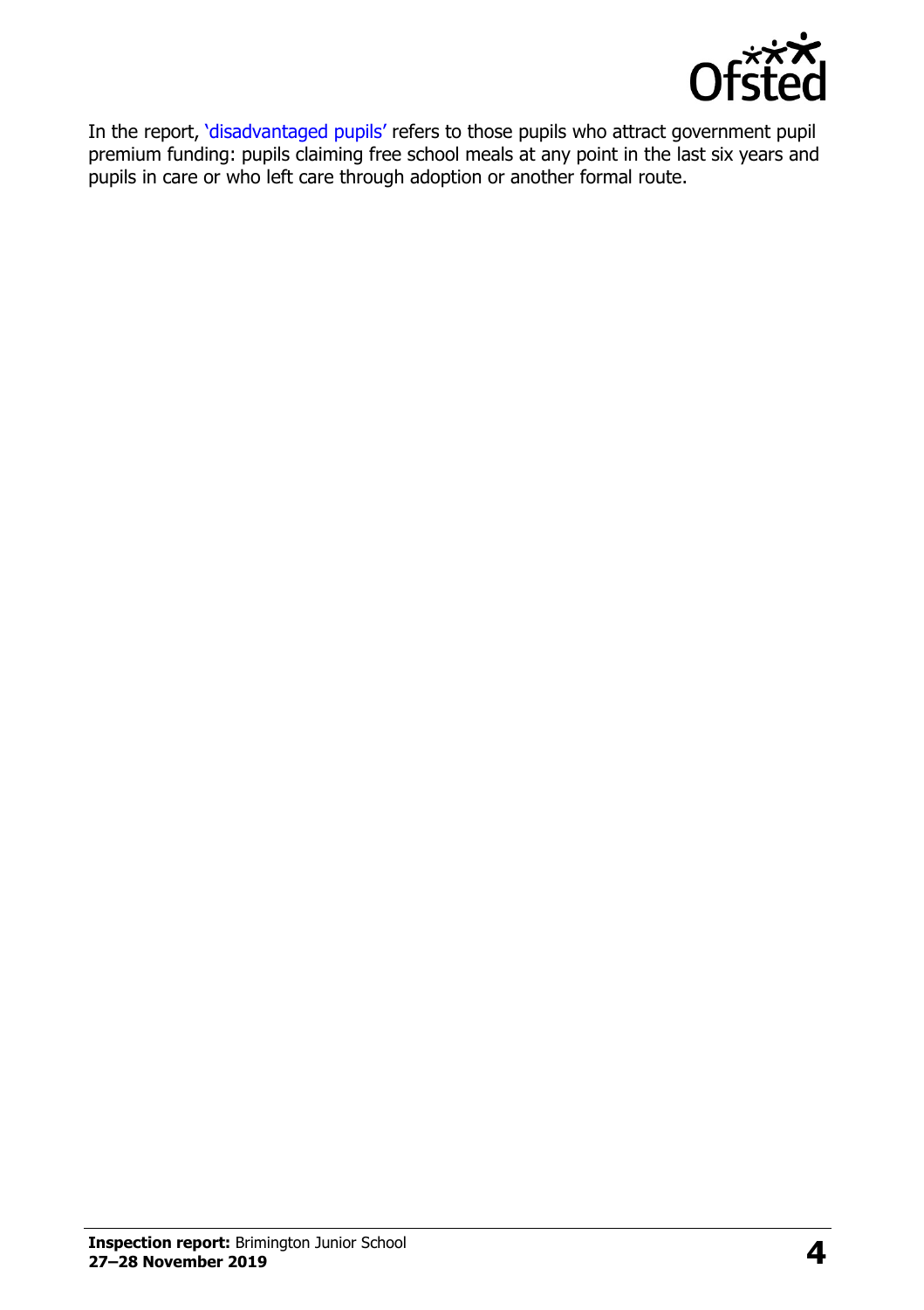In the report, 'disadvantaged pupils' refers to those pupils who attract government pupil premium funding: pupils claiming free school meals at any point in the last six years and pupils in care or who left care through adoption or another formal route.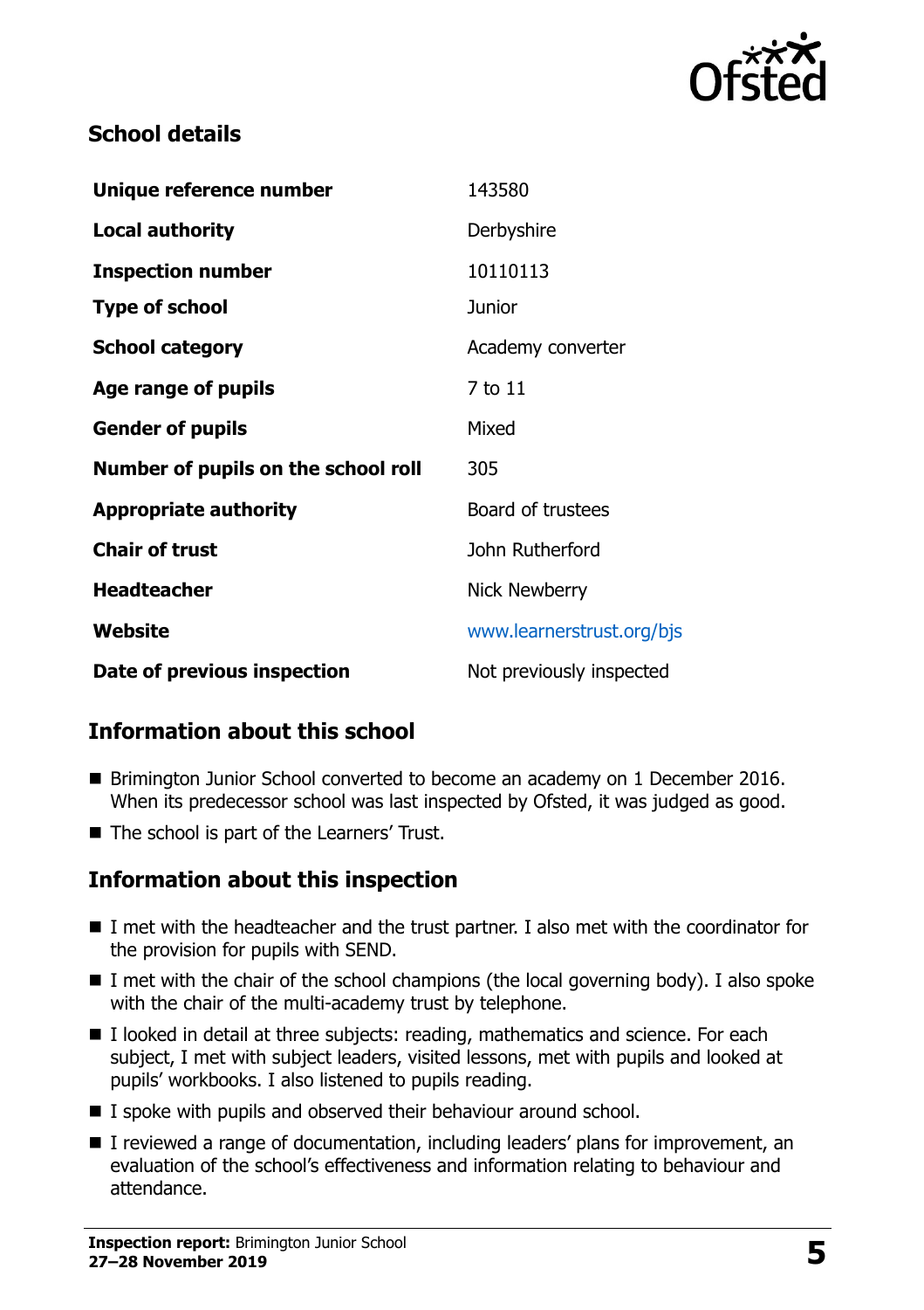## School details

| | |
|---|---|
| **Unique reference number** | 143580 |
| **Local authority** | Derbyshire |
| **Inspection number** | 10110113 |
| **Type of school** | Junior |
| **School category** | Academy converter |
| **Age range of pupils** | 7 to 11 |
| **Gender of pupils** | Mixed |
| **Number of pupils on the school roll** | 305 |
| **Appropriate authority** | Board of trustees |
| **Chair of trust** | John Rutherford |
| **Headteacher** | Nick Newberry |
| **Website** | www.learnerstrust.org/bjs |
| **Date of previous inspection** | Not previously inspected |

## Information about this school

- Brimington Junior School converted to become an academy on 1 December 2016. When its predecessor school was last inspected by Ofsted, it was judged as good.
- The school is part of the Learners' Trust.

## Information about this inspection

- I met with the headteacher and the trust partner. I also met with the coordinator for the provision for pupils with SEND.
- I met with the chair of the school champions (the local governing body). I also spoke with the chair of the multi-academy trust by telephone.
- I looked in detail at three subjects: reading, mathematics and science. For each subject, I met with subject leaders, visited lessons, met with pupils and looked at pupils' workbooks. I also listened to pupils reading.
- I spoke with pupils and observed their behaviour around school.
- I reviewed a range of documentation, including leaders' plans for improvement, an evaluation of the school's effectiveness and information relating to behaviour and attendance.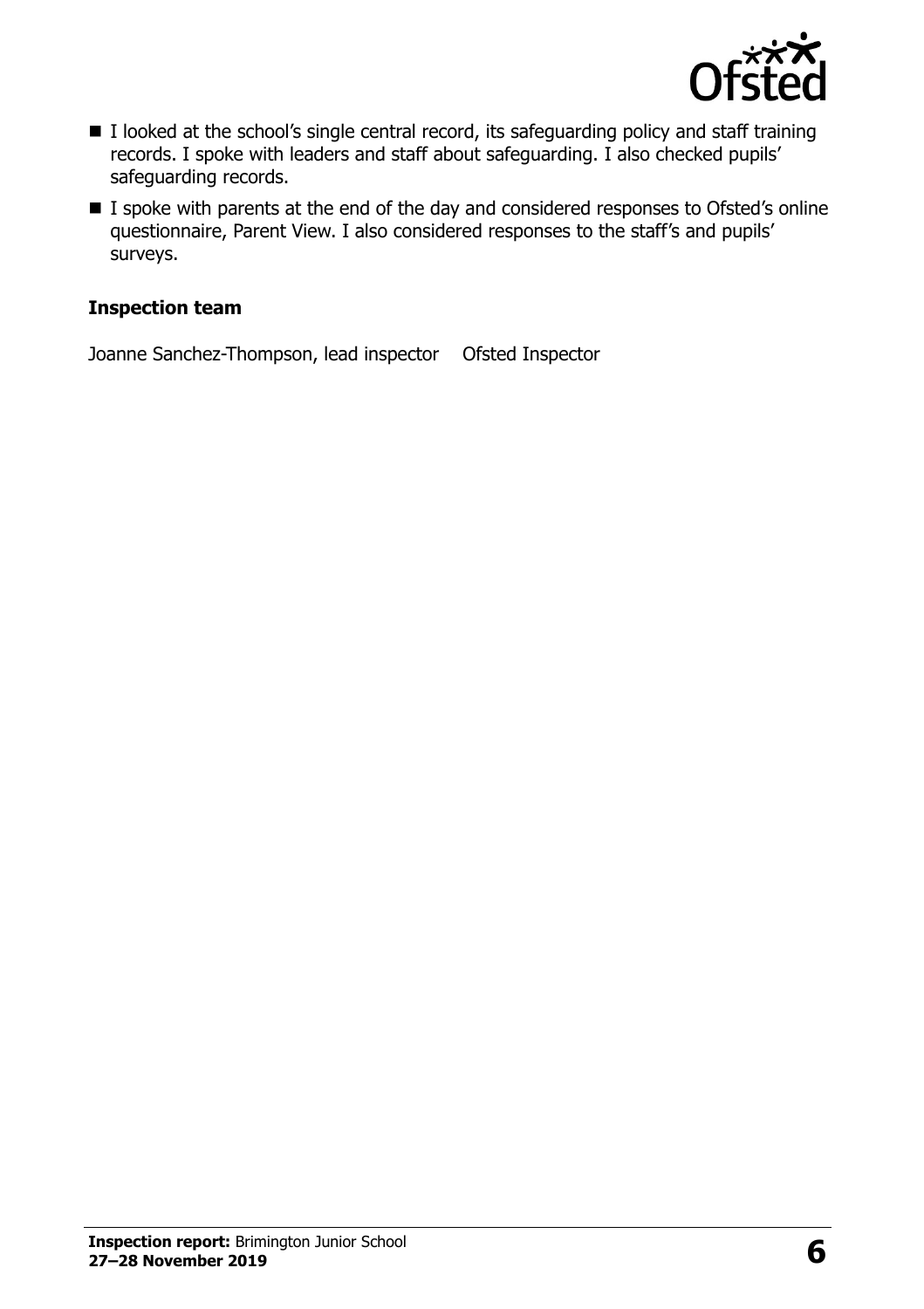- I looked at the school's single central record, its safeguarding policy and staff training records. I spoke with leaders and staff about safeguarding. I also checked pupils' safeguarding records.
- I spoke with parents at the end of the day and considered responses to Ofsted's online questionnaire, Parent View. I also considered responses to the staff's and pupils' surveys.

### Inspection team

| | |
|---|---|
| Joanne Sanchez-Thompson, lead inspector | Ofsted Inspector |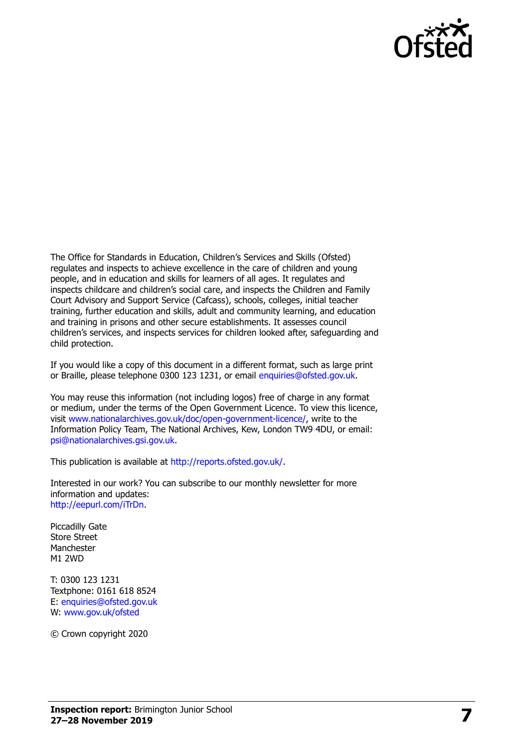The Office for Standards in Education, Children's Services and Skills (Ofsted) regulates and inspects to achieve excellence in the care of children and young people, and in education and skills for learners of all ages. It regulates and inspects childcare and children's social care, and inspects the Children and Family Court Advisory and Support Service (Cafcass), schools, colleges, initial teacher training, further education and skills, adult and community learning, and education and training in prisons and other secure establishments. It assesses council children's services, and inspects services for children looked after, safeguarding and child protection.

If you would like a copy of this document in a different format, such as large print or Braille, please telephone 0300 123 1231, or email enquiries@ofsted.gov.uk.

You may reuse this information (not including logos) free of charge in any format or medium, under the terms of the Open Government Licence. To view this licence, visit www.nationalarchives.gov.uk/doc/open-government-licence/, write to the Information Policy Team, The National Archives, Kew, London TW9 4DU, or email: psi@nationalarchives.gsi.gov.uk.

This publication is available at http://reports.ofsted.gov.uk/.

Interested in our work? You can subscribe to our monthly newsletter for more information and updates:
http://eepurl.com/iTrDn.

Piccadilly Gate
Store Street
Manchester
M1 2WD

T: 0300 123 1231
Textphone: 0161 618 8524
E: enquiries@ofsted.gov.uk
W: www.gov.uk/ofsted

© Crown copyright 2020